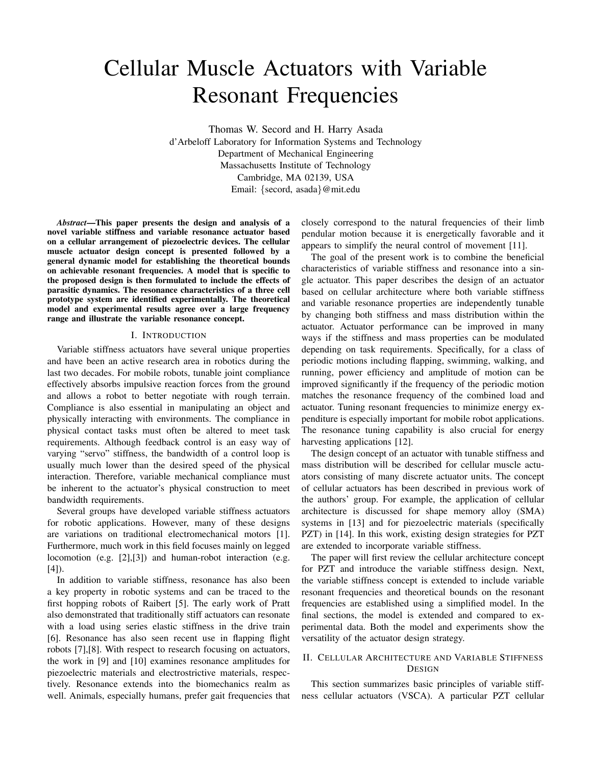# Cellular Muscle Actuators with Variable Resonant Frequencies

Thomas W. Secord and H. Harry Asada
d'Arbeloff Laboratory for Information Systems and Technology
Department of Mechanical Engineering
Massachusetts Institute of Technology
Cambridge, MA 02139, USA
Email: {secord, asada}@mit.edu

***Abstract*—This paper presents the design and analysis of a novel variable stiffness and variable resonance actuator based on a cellular arrangement of piezoelectric devices. The cellular muscle actuator design concept is presented followed by a general dynamic model for establishing the theoretical bounds on achievable resonant frequencies. A model that is specific to the proposed design is then formulated to include the effects of parasitic dynamics. The resonance characteristics of a three cell prototype system are identified experimentally. The theoretical model and experimental results agree over a large frequency range and illustrate the variable resonance concept.**

## I. Introduction

Variable stiffness actuators have several unique properties and have been an active research area in robotics during the last two decades. For mobile robots, tunable joint compliance effectively absorbs impulsive reaction forces from the ground and allows a robot to better negotiate with rough terrain. Compliance is also essential in manipulating an object and physically interacting with environments. The compliance in physical contact tasks must often be altered to meet task requirements. Although feedback control is an easy way of varying "servo" stiffness, the bandwidth of a control loop is usually much lower than the desired speed of the physical interaction. Therefore, variable mechanical compliance must be inherent to the actuator's physical construction to meet bandwidth requirements.

Several groups have developed variable stiffness actuators for robotic applications. However, many of these designs are variations on traditional electromechanical motors [1]. Furthermore, much work in this field focuses mainly on legged locomotion (e.g. [2],[3]) and human-robot interaction (e.g. [4]).

In addition to variable stiffness, resonance has also been a key property in robotic systems and can be traced to the first hopping robots of Raibert [5]. The early work of Pratt also demonstrated that traditionally stiff actuators can resonate with a load using series elastic stiffness in the drive train [6]. Resonance has also seen recent use in flapping flight robots [7],[8]. With respect to research focusing on actuators, the work in [9] and [10] examines resonance amplitudes for piezoelectric materials and electrostrictive materials, respectively. Resonance extends into the biomechanics realm as well. Animals, especially humans, prefer gait frequencies that closely correspond to the natural frequencies of their limb pendular motion because it is energetically favorable and it appears to simplify the neural control of movement [11].

The goal of the present work is to combine the beneficial characteristics of variable stiffness and resonance into a single actuator. This paper describes the design of an actuator based on cellular architecture where both variable stiffness and variable resonance properties are independently tunable by changing both stiffness and mass distribution within the actuator. Actuator performance can be improved in many ways if the stiffness and mass properties can be modulated depending on task requirements. Specifically, for a class of periodic motions including flapping, swimming, walking, and running, power efficiency and amplitude of motion can be improved significantly if the frequency of the periodic motion matches the resonance frequency of the combined load and actuator. Tuning resonant frequencies to minimize energy expenditure is especially important for mobile robot applications. The resonance tuning capability is also crucial for energy harvesting applications [12].

The design concept of an actuator with tunable stiffness and mass distribution will be described for cellular muscle actuators consisting of many discrete actuator units. The concept of cellular actuators has been described in previous work of the authors' group. For example, the application of cellular architecture is discussed for shape memory alloy (SMA) systems in [13] and for piezoelectric materials (specifically PZT) in [14]. In this work, existing design strategies for PZT are extended to incorporate variable stiffness.

The paper will first review the cellular architecture concept for PZT and introduce the variable stiffness design. Next, the variable stiffness concept is extended to include variable resonant frequencies and theoretical bounds on the resonant frequencies are established using a simplified model. In the final sections, the model is extended and compared to experimental data. Both the model and experiments show the versatility of the actuator design strategy.

## II. Cellular Architecture and Variable Stiffness Design

This section summarizes basic principles of variable stiffness cellular actuators (VSCA). A particular PZT cellular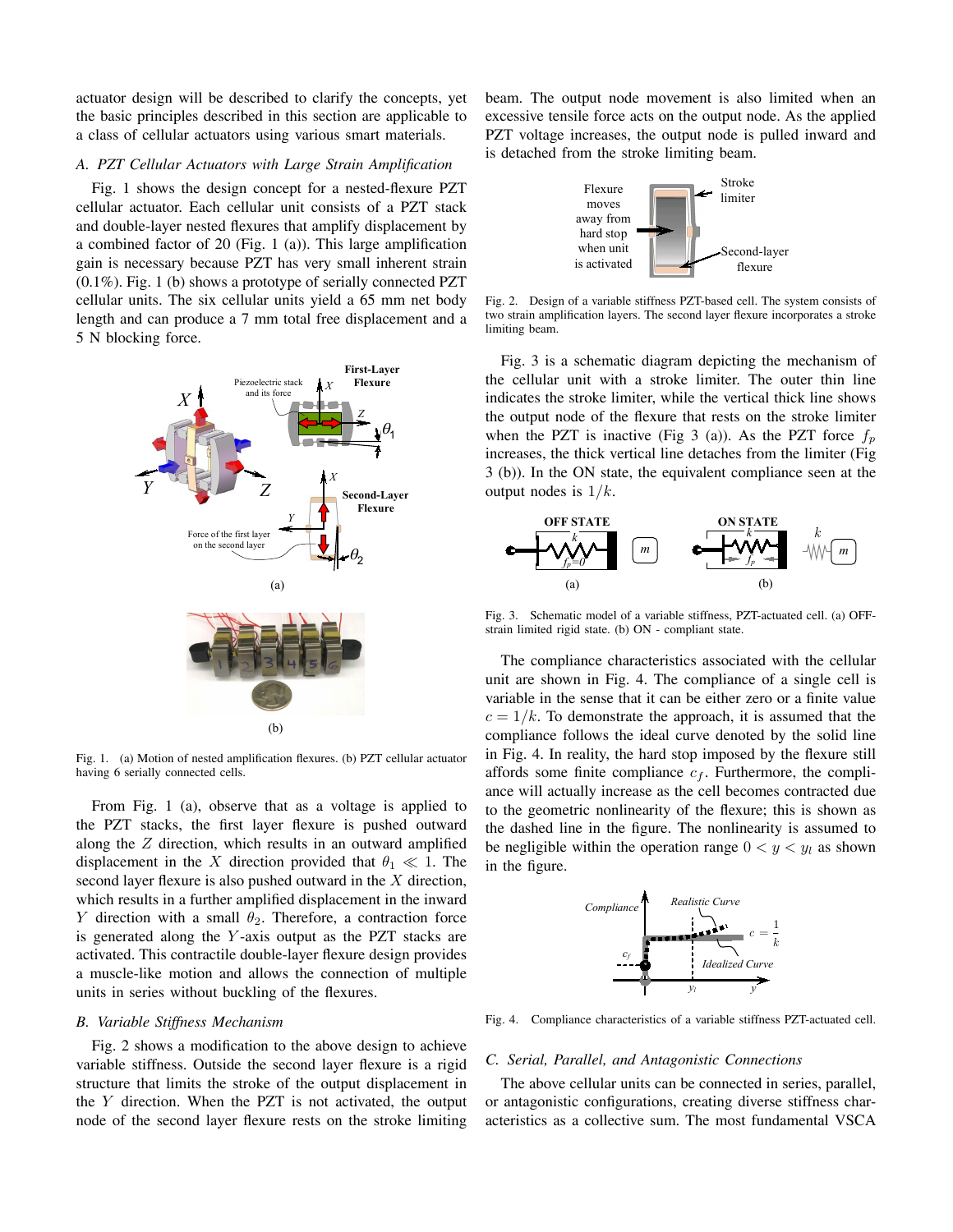actuator design will be described to clarify the concepts, yet the basic principles described in this section are applicable to a class of cellular actuators using various smart materials.

### A. PZT Cellular Actuators with Large Strain Amplification

Fig. 1 shows the design concept for a nested-flexure PZT cellular actuator. Each cellular unit consists of a PZT stack and double-layer nested flexures that amplify displacement by a combined factor of 20 (Fig. 1 (a)). This large amplification gain is necessary because PZT has very small inherent strain (0.1%). Fig. 1 (b) shows a prototype of serially connected PZT cellular units. The six cellular units yield a 65 mm net body length and can produce a 7 mm total free displacement and a 5 N blocking force.

Fig. 1. (a) Motion of nested amplification flexures. (b) PZT cellular actuator having 6 serially connected cells.

From Fig. 1 (a), observe that as a voltage is applied to the PZT stacks, the first layer flexure is pushed outward along the $Z$ direction, which results in an outward amplified displacement in the $X$ direction provided that $\theta_1 \ll 1$. The second layer flexure is also pushed outward in the $X$ direction, which results in a further amplified displacement in the inward $Y$ direction with a small $\theta_2$. Therefore, a contraction force is generated along the $Y$-axis output as the PZT stacks are activated. This contractile double-layer flexure design provides a muscle-like motion and allows the connection of multiple units in series without buckling of the flexures.

### B. Variable Stiffness Mechanism

Fig. 2 shows a modification to the above design to achieve variable stiffness. Outside the second layer flexure is a rigid structure that limits the stroke of the output displacement in the $Y$ direction. When the PZT is not activated, the output node of the second layer flexure rests on the stroke limiting beam. The output node movement is also limited when an excessive tensile force acts on the output node. As the applied PZT voltage increases, the output node is pulled inward and is detached from the stroke limiting beam.

Fig. 2. Design of a variable stiffness PZT-based cell. The system consists of two strain amplification layers. The second layer flexure incorporates a stroke limiting beam.

Fig. 3 is a schematic diagram depicting the mechanism of the cellular unit with a stroke limiter. The outer thin line indicates the stroke limiter, while the vertical thick line shows the output node of the flexure that rests on the stroke limiter when the PZT is inactive (Fig 3 (a)). As the PZT force $f_p$ increases, the thick vertical line detaches from the limiter (Fig 3 (b)). In the ON state, the equivalent compliance seen at the output nodes is $1/k$.

Fig. 3. Schematic model of a variable stiffness, PZT-actuated cell. (a) OFF-strain limited rigid state. (b) ON - compliant state.

The compliance characteristics associated with the cellular unit are shown in Fig. 4. The compliance of a single cell is variable in the sense that it can be either zero or a finite value $c = 1/k$. To demonstrate the approach, it is assumed that the compliance follows the ideal curve denoted by the solid line in Fig. 4. In reality, the hard stop imposed by the flexure still affords some finite compliance $c_f$. Furthermore, the compliance will actually increase as the cell becomes contracted due to the geometric nonlinearity of the flexure; this is shown as the dashed line in the figure. The nonlinearity is assumed to be negligible within the operation range $0 < y < y_l$ as shown in the figure.

Fig. 4. Compliance characteristics of a variable stiffness PZT-actuated cell.

### C. Serial, Parallel, and Antagonistic Connections

The above cellular units can be connected in series, parallel, or antagonistic configurations, creating diverse stiffness characteristics as a collective sum. The most fundamental VSCA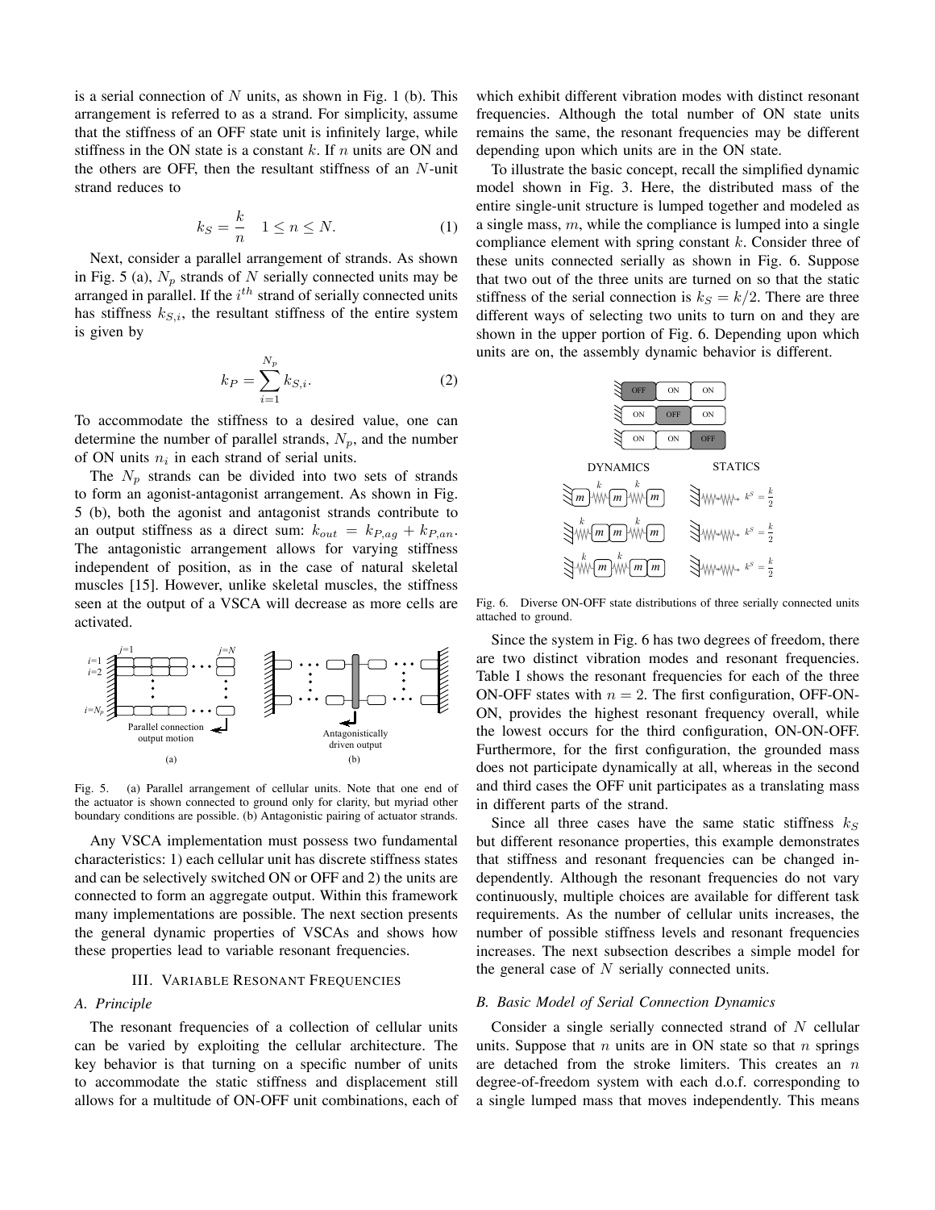is a serial connection of $N$ units, as shown in Fig. 1 (b). This arrangement is referred to as a strand. For simplicity, assume that the stiffness of an OFF state unit is infinitely large, while stiffness in the ON state is a constant $k$. If $n$ units are ON and the others are OFF, then the resultant stiffness of an $N$-unit strand reduces to

$$k_S = \frac{k}{n} \quad 1 \leq n \leq N. \tag{1}$$

Next, consider a parallel arrangement of strands. As shown in Fig. 5 (a), $N_p$ strands of $N$ serially connected units may be arranged in parallel. If the $i^{th}$ strand of serially connected units has stiffness $k_{S,i}$, the resultant stiffness of the entire system is given by

$$k_P = \sum_{i=1}^{N_p} k_{S,i}. \tag{2}$$

To accommodate the stiffness to a desired value, one can determine the number of parallel strands, $N_p$, and the number of ON units $n_i$ in each strand of serial units.

The $N_p$ strands can be divided into two sets of strands to form an agonist-antagonist arrangement. As shown in Fig. 5 (b), both the agonist and antagonist strands contribute to an output stiffness as a direct sum: $k_{out} = k_{P,ag} + k_{P,an}$. The antagonistic arrangement allows for varying stiffness independent of position, as in the case of natural skeletal muscles [15]. However, unlike skeletal muscles, the stiffness seen at the output of a VSCA will decrease as more cells are activated.

Fig. 5. (a) Parallel arrangement of cellular units. Note that one end of the actuator is shown connected to ground only for clarity, but myriad other boundary conditions are possible. (b) Antagonistic pairing of actuator strands.

Any VSCA implementation must possess two fundamental characteristics: 1) each cellular unit has discrete stiffness states and can be selectively switched ON or OFF and 2) the units are connected to form an aggregate output. Within this framework many implementations are possible. The next section presents the general dynamic properties of VSCAs and shows how these properties lead to variable resonant frequencies.

## III. Variable Resonant Frequencies

### A. Principle

The resonant frequencies of a collection of cellular units can be varied by exploiting the cellular architecture. The key behavior is that turning on a specific number of units to accommodate the static stiffness and displacement still allows for a multitude of ON-OFF unit combinations, each of which exhibit different vibration modes with distinct resonant frequencies. Although the total number of ON state units remains the same, the resonant frequencies may be different depending upon which units are in the ON state.

To illustrate the basic concept, recall the simplified dynamic model shown in Fig. 3. Here, the distributed mass of the entire single-unit structure is lumped together and modeled as a single mass, $m$, while the compliance is lumped into a single compliance element with spring constant $k$. Consider three of these units connected serially as shown in Fig. 6. Suppose that two out of the three units are turned on so that the static stiffness of the serial connection is $k_S = k/2$. There are three different ways of selecting two units to turn on and they are shown in the upper portion of Fig. 6. Depending upon which units are on, the assembly dynamic behavior is different.

Fig. 6. Diverse ON-OFF state distributions of three serially connected units attached to ground.

Since the system in Fig. 6 has two degrees of freedom, there are two distinct vibration modes and resonant frequencies. Table I shows the resonant frequencies for each of the three ON-OFF states with $n = 2$. The first configuration, OFF-ON-ON, provides the highest resonant frequency overall, while the lowest occurs for the third configuration, ON-ON-OFF. Furthermore, for the first configuration, the grounded mass does not participate dynamically at all, whereas in the second and third cases the OFF unit participates as a translating mass in different parts of the strand.

Since all three cases have the same static stiffness $k_S$ but different resonance properties, this example demonstrates that stiffness and resonant frequencies can be changed independently. Although the resonant frequencies do not vary continuously, multiple choices are available for different task requirements. As the number of cellular units increases, the number of possible stiffness levels and resonant frequencies increases. The next subsection describes a simple model for the general case of $N$ serially connected units.

### B. Basic Model of Serial Connection Dynamics

Consider a single serially connected strand of $N$ cellular units. Suppose that $n$ units are in ON state so that $n$ springs are detached from the stroke limiters. This creates an $n$ degree-of-freedom system with each d.o.f. corresponding to a single lumped mass that moves independently. This means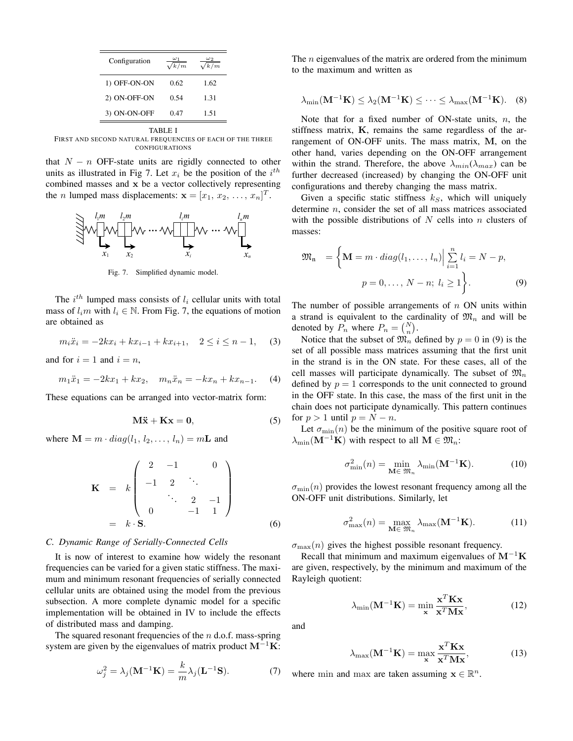| Configuration | $\frac{\omega_1}{\sqrt{k/m}}$ | $\frac{\omega_2}{\sqrt{k/m}}$ |
|---|---|---|
| 1) OFF-ON-ON | 0.62 | 1.62 |
| 2) ON-OFF-ON | 0.54 | 1.31 |
| 3) ON-ON-OFF | 0.47 | 1.51 |

TABLE I
FIRST AND SECOND NATURAL FREQUENCIES OF EACH OF THE THREE CONFIGURATIONS

that $N - n$ OFF-state units are rigidly connected to other units as illustrated in Fig 7. Let $x_i$ be the position of the $i^{th}$ combined masses and $\mathbf{x}$ be a vector collectively representing the $n$ lumped mass displacements: $\mathbf{x} = [x_1,\, x_2,\, \ldots,\, x_n]^T$.

Fig. 7. Simplified dynamic model.

The $i^{th}$ lumped mass consists of $l_i$ cellular units with total mass of $l_i m$ with $l_i \in \mathbb{N}$. From Fig. 7, the equations of motion are obtained as

$$m_i \ddot{x}_i = -2kx_i + kx_{i-1} + kx_{i+1}, \quad 2 \le i \le n-1, \quad (3)$$

and for $i = 1$ and $i = n$,

$$m_1 \ddot{x}_1 = -2kx_1 + kx_2, \quad m_n \ddot{x}_n = -kx_n + kx_{n-1}. \quad (4)$$

These equations can be arranged into vector-matrix form:

$$\mathbf{M}\ddot{\mathbf{x}} + \mathbf{K}\mathbf{x} = \mathbf{0}, \quad (5)$$

where $\mathbf{M} = m \cdot diag(l_1,\, l_2, \ldots,\, l_n) = m\mathbf{L}$ and

$$\mathbf{K} = k \begin{pmatrix} 2 & -1 & & 0 \\ -1 & 2 & \ddots & \\ & \ddots & 2 & -1 \\ 0 & & -1 & 1 \end{pmatrix} = k \cdot \mathbf{S}. \quad (6)$$

### C. Dynamic Range of Serially-Connected Cells

It is now of interest to examine how widely the resonant frequencies can be varied for a given static stiffness. The maximum and minimum resonant frequencies of serially connected cellular units are obtained using the model from the previous subsection. A more complete dynamic model for a specific implementation will be obtained in IV to include the effects of distributed mass and damping.

The squared resonant frequencies of the $n$ d.o.f. mass-spring system are given by the eigenvalues of matrix product $\mathbf{M}^{-1}\mathbf{K}$:

$$\omega_j^2 = \lambda_j(\mathbf{M}^{-1}\mathbf{K}) = \frac{k}{m}\lambda_j(\mathbf{L}^{-1}\mathbf{S}). \quad (7)$$

The $n$ eigenvalues of the matrix are ordered from the minimum to the maximum and written as

$$\lambda_{\min}(\mathbf{M}^{-1}\mathbf{K}) \le \lambda_2(\mathbf{M}^{-1}\mathbf{K}) \le \cdots \le \lambda_{\max}(\mathbf{M}^{-1}\mathbf{K}). \quad (8)$$

Note that for a fixed number of ON-state units, $n$, the stiffness matrix, $\mathbf{K}$, remains the same regardless of the arrangement of ON-OFF units. The mass matrix, $\mathbf{M}$, on the other hand, varies depending on the ON-OFF arrangement within the strand. Therefore, the above $\lambda_{min}(\lambda_{max})$ can be further decreased (increased) by changing the ON-OFF unit configurations and thereby changing the mass matrix.

Given a specific static stiffness $k_S$, which will uniquely determine $n$, consider the set of all mass matrices associated with the possible distributions of $N$ cells into $n$ clusters of masses:

$$\mathfrak{M}_n = \left\{ \mathbf{M} = m \cdot diag(l_1, \ldots, l_n) \Big| \sum_{i=1}^{n} l_i = N - p, \; p = 0, \ldots, N-n;\; l_i \ge 1 \right\}. \quad (9)$$

The number of possible arrangements of $n$ ON units within a strand is equivalent to the cardinality of $\mathfrak{M}_n$ and will be denoted by $P_n$ where $P_n = \binom{N}{n}$.

Notice that the subset of $\mathfrak{M}_n$ defined by $p = 0$ in (9) is the set of all possible mass matrices assuming that the first unit in the strand is in the ON state. For these cases, all of the cell masses will participate dynamically. The subset of $\mathfrak{M}_n$ defined by $p = 1$ corresponds to the unit connected to ground in the OFF state. In this case, the mass of the first unit in the chain does not participate dynamically. This pattern continues for $p > 1$ until $p = N - n$.

Let $\sigma_{\min}(n)$ be the minimum of the positive square root of $\lambda_{\min}(\mathbf{M}^{-1}\mathbf{K})$ with respect to all $\mathbf{M} \in \mathfrak{M}_n$:

$$\sigma_{\min}^2(n) = \min_{\mathbf{M} \in \mathfrak{M}_n} \lambda_{\min}(\mathbf{M}^{-1}\mathbf{K}). \quad (10)$$

$\sigma_{\min}(n)$ provides the lowest resonant frequency among all the ON-OFF unit distributions. Similarly, let

$$\sigma_{\max}^2(n) = \max_{\mathbf{M} \in \mathfrak{M}_n} \lambda_{\max}(\mathbf{M}^{-1}\mathbf{K}). \quad (11)$$

$\sigma_{\max}(n)$ gives the highest possible resonant frequency.

Recall that minimum and maximum eigenvalues of $\mathbf{M}^{-1}\mathbf{K}$ are given, respectively, by the minimum and maximum of the Rayleigh quotient:

$$\lambda_{\min}(\mathbf{M}^{-1}\mathbf{K}) = \min_{\mathbf{x}} \frac{\mathbf{x}^T\mathbf{K}\mathbf{x}}{\mathbf{x}^T\mathbf{M}\mathbf{x}}, \quad (12)$$

and

$$\lambda_{\max}(\mathbf{M}^{-1}\mathbf{K}) = \max_{\mathbf{x}} \frac{\mathbf{x}^T\mathbf{K}\mathbf{x}}{\mathbf{x}^T\mathbf{M}\mathbf{x}}, \quad (13)$$

where $\min$ and $\max$ are taken assuming $\mathbf{x} \in \mathbb{R}^n$.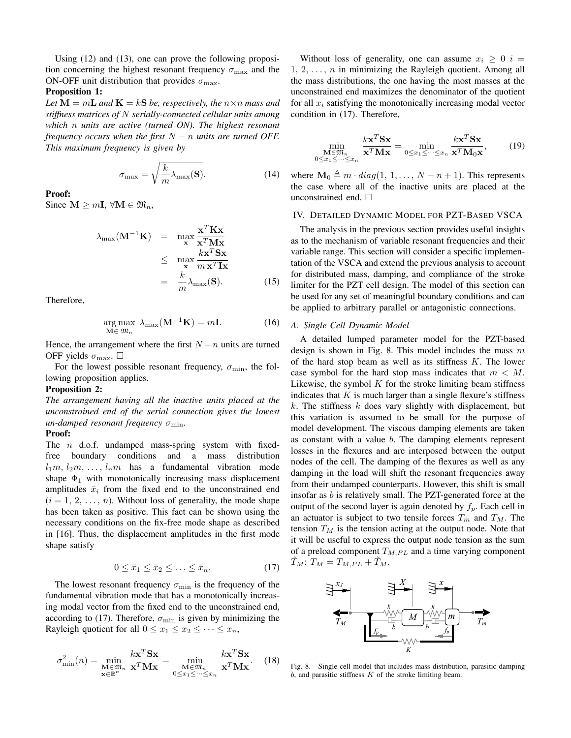Using (12) and (13), one can prove the following proposition concerning the highest resonant frequency $\sigma_{\max}$ and the ON-OFF unit distribution that provides $\sigma_{\max}$.

**Proposition 1:**

*Let $\mathbf{M} = m\mathbf{L}$ and $\mathbf{K} = k\mathbf{S}$ be, respectively, the $n\times n$ mass and stiffness matrices of $N$ serially-connected cellular units among which $n$ units are active (turned ON). The highest resonant frequency occurs when the first $N-n$ units are turned OFF. This maximum frequency is given by*

$$\sigma_{\max} = \sqrt{\frac{k}{m}\lambda_{\max}(\mathbf{S})}. \tag{14}$$

**Proof:**

Since $\mathbf{M} \geq m\mathbf{I}$, $\forall \mathbf{M} \in \mathfrak{M}_n$,

$$\begin{aligned} \lambda_{\max}(\mathbf{M}^{-1}\mathbf{K}) &= \max_{\mathbf{x}} \frac{\mathbf{x}^T\mathbf{K}\mathbf{x}}{\mathbf{x}^T\mathbf{M}\mathbf{x}} \\ &\leq \max_{\mathbf{x}} \frac{k\mathbf{x}^T\mathbf{S}\mathbf{x}}{m\,\mathbf{x}^T\mathbf{I}\mathbf{x}} \\ &= \frac{k}{m}\lambda_{\max}(\mathbf{S}). \end{aligned} \tag{15}$$

Therefore,

$$\underset{\mathbf{M}\in\,\mathfrak{M}_n}{\arg\max}\ \lambda_{\max}(\mathbf{M}^{-1}\mathbf{K}) = m\mathbf{I}. \tag{16}$$

Hence, the arrangement where the first $N-n$ units are turned OFF yields $\sigma_{\max}$. □

For the lowest possible resonant frequency, $\sigma_{\min}$, the following proposition applies.

**Proposition 2:**

*The arrangement having all the inactive units placed at the unconstrained end of the serial connection gives the lowest un-damped resonant frequency $\sigma_{\min}$.*

**Proof:**

The $n$ d.o.f. undamped mass-spring system with fixed-free boundary conditions and a mass distribution $l_1m, l_2m, \ldots, l_nm$ has a fundamental vibration mode shape $\Phi_1$ with monotonically increasing mass displacement amplitudes $\bar{x}_i$ from the fixed end to the unconstrained end ($i = 1, 2, \ldots, n$). Without loss of generality, the mode shape has been taken as positive. This fact can be shown using the necessary conditions on the fix-free mode shape as described in [16]. Thus, the displacement amplitudes in the first mode shape satisfy

$$0 \leq \bar{x}_1 \leq \bar{x}_2 \leq \ldots \leq \bar{x}_n. \tag{17}$$

The lowest resonant frequency $\sigma_{\min}$ is the frequency of the fundamental vibration mode that has a monotonically increasing modal vector from the fixed end to the unconstrained end, according to (17). Therefore, $\sigma_{\min}$ is given by minimizing the Rayleigh quotient for all $0 \leq x_1 \leq x_2 \leq \cdots \leq x_n$,

$$\sigma^2_{\min}(n) = \min_{\substack{\mathbf{M}\in\mathfrak{M}_n \\ \mathbf{x}\in\mathbb{R}^n}} \frac{k\mathbf{x}^T\mathbf{S}\mathbf{x}}{\mathbf{x}^T\mathbf{M}\mathbf{x}} = \min_{\substack{\mathbf{M}\in\mathfrak{M}_n \\ 0\leq x_1\leq\cdots\leq x_n}} \frac{k\mathbf{x}^T\mathbf{S}\mathbf{x}}{\mathbf{x}^T\mathbf{M}\mathbf{x}}. \tag{18}$$

Without loss of generality, one can assume $x_i \geq 0$ $i = 1, 2, \ldots, n$ in minimizing the Rayleigh quotient. Among all the mass distributions, the one having the most masses at the unconstrained end maximizes the denominator of the quotient for all $x_i$ satisfying the monotonically increasing modal vector condition in (17). Therefore,

$$\min_{\substack{\mathbf{M}\in\mathfrak{M}_n \\ 0\leq x_1\leq\cdots\leq x_n}} \frac{k\mathbf{x}^T\mathbf{S}\mathbf{x}}{\mathbf{x}^T\mathbf{M}\mathbf{x}} = \min_{0\leq x_1\leq\cdots\leq x_n} \frac{k\mathbf{x}^T\mathbf{S}\mathbf{x}}{\mathbf{x}^T\mathbf{M}_0\mathbf{x}}, \tag{19}$$

where $\mathbf{M}_0 \triangleq m \cdot diag(1, 1, \ldots, N-n+1)$. This represents the case where all of the inactive units are placed at the unconstrained end. □

## IV. Detailed Dynamic Model for PZT-Based VSCA

The analysis in the previous section provides useful insights as to the mechanism of variable resonant frequencies and their variable range. This section will consider a specific implementation of the VSCA and extend the previous analysis to account for distributed mass, damping, and compliance of the stroke limiter for the PZT cell design. The model of this section can be used for any set of meaningful boundary conditions and can be applied to arbitrary parallel or antagonistic connections.

### A. Single Cell Dynamic Model

A detailed lumped parameter model for the PZT-based design is shown in Fig. 8. This model includes the mass $m$ of the hard stop beam as well as its stiffness $K$. The lower case symbol for the hard stop mass indicates that $m < M$. Likewise, the symbol $K$ for the stroke limiting beam stiffness indicates that $K$ is much larger than a single flexure's stiffness $k$. The stiffness $k$ does vary slightly with displacement, but this variation is assumed to be small for the purpose of model development. The viscous damping elements are taken as constant with a value $b$. The damping elements represent losses in the flexures and are interposed between the output nodes of the cell. The damping of the flexures as well as any damping in the load will shift the resonant frequencies away from their undamped counterparts. However, this shift is small insofar as $b$ is relatively small. The PZT-generated force at the output of the second layer is again denoted by $f_p$. Each cell in an actuator is subject to two tensile forces $T_m$ and $T_M$. The tension $T_M$ is the tension acting at the output node. Note that it will be useful to express the output node tension as the sum of a preload component $T_{M,PL}$ and a time varying component $\tilde{T}_M$: $T_M = T_{M,PL} + \tilde{T}_M$.

Fig. 8. Single cell model that includes mass distribution, parasitic damping $b$, and parasitic stiffness $K$ of the stroke limiting beam.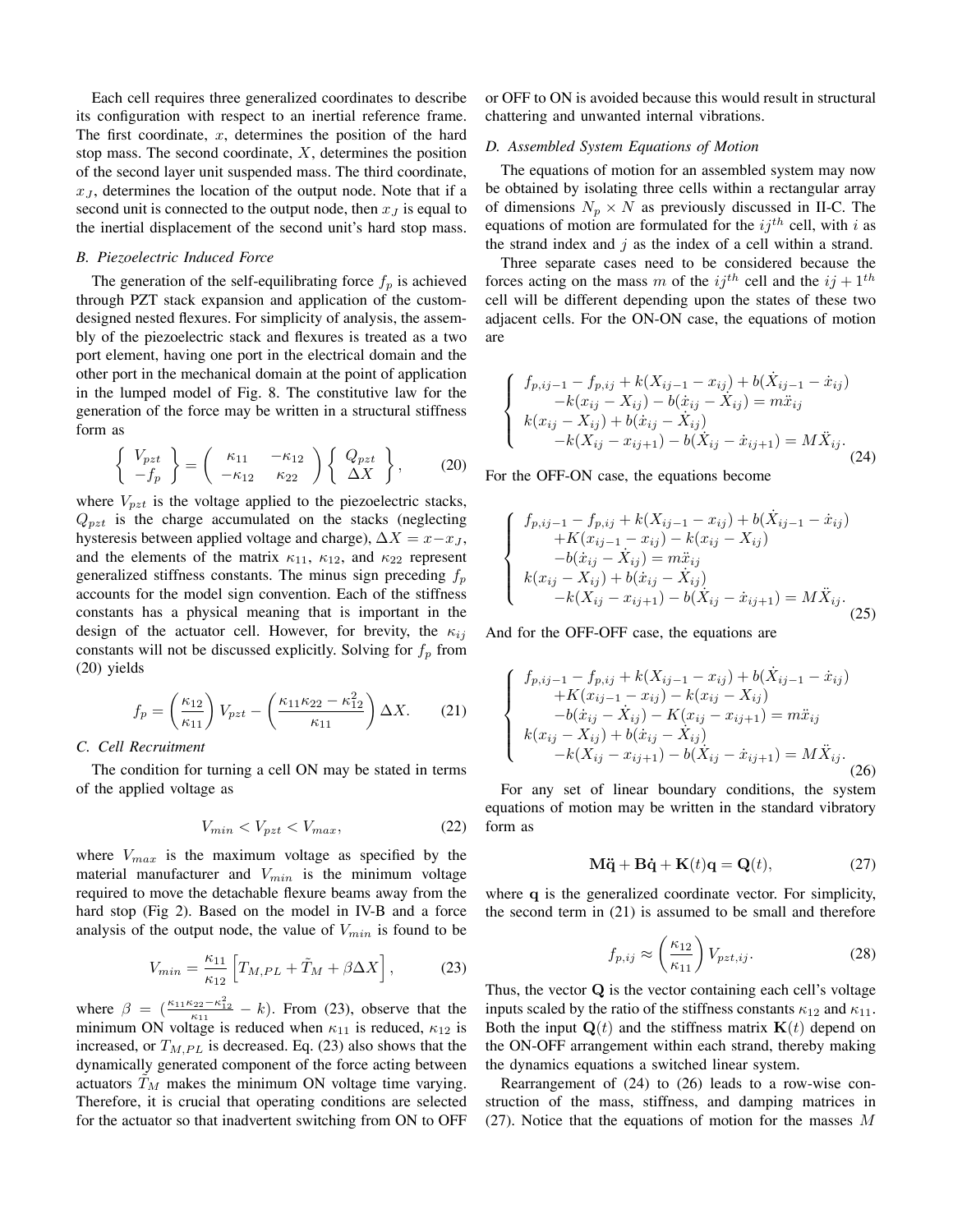Each cell requires three generalized coordinates to describe its configuration with respect to an inertial reference frame. The first coordinate, $x$, determines the position of the hard stop mass. The second coordinate, $X$, determines the position of the second layer unit suspended mass. The third coordinate, $x_J$, determines the location of the output node. Note that if a second unit is connected to the output node, then $x_J$ is equal to the inertial displacement of the second unit's hard stop mass.

### B. Piezoelectric Induced Force

The generation of the self-equilibrating force $f_p$ is achieved through PZT stack expansion and application of the custom-designed nested flexures. For simplicity of analysis, the assembly of the piezoelectric stack and flexures is treated as a two port element, having one port in the electrical domain and the other port in the mechanical domain at the point of application in the lumped model of Fig. 8. The constitutive law for the generation of the force may be written in a structural stiffness form as

$$\left\{ \begin{array}{c} V_{pzt} \\ -f_p \end{array} \right\} = \left( \begin{array}{cc} \kappa_{11} & -\kappa_{12} \\ -\kappa_{12} & \kappa_{22} \end{array} \right) \left\{ \begin{array}{c} Q_{pzt} \\ \Delta X \end{array} \right\}, \tag{20}$$

where $V_{pzt}$ is the voltage applied to the piezoelectric stacks, $Q_{pzt}$ is the charge accumulated on the stacks (neglecting hysteresis between applied voltage and charge), $\Delta X = x - x_J$, and the elements of the matrix $\kappa_{11}$, $\kappa_{12}$, and $\kappa_{22}$ represent generalized stiffness constants. The minus sign preceding $f_p$ accounts for the model sign convention. Each of the stiffness constants has a physical meaning that is important in the design of the actuator cell. However, for brevity, the $\kappa_{ij}$ constants will not be discussed explicitly. Solving for $f_p$ from (20) yields

$$f_p = \left(\frac{\kappa_{12}}{\kappa_{11}}\right) V_{pzt} - \left(\frac{\kappa_{11}\kappa_{22} - \kappa_{12}^2}{\kappa_{11}}\right) \Delta X. \tag{21}$$

### C. Cell Recruitment

The condition for turning a cell ON may be stated in terms of the applied voltage as

$$V_{min} < V_{pzt} < V_{max}, \tag{22}$$

where $V_{max}$ is the maximum voltage as specified by the material manufacturer and $V_{min}$ is the minimum voltage required to move the detachable flexure beams away from the hard stop (Fig 2). Based on the model in IV-B and a force analysis of the output node, the value of $V_{min}$ is found to be

$$V_{min} = \frac{\kappa_{11}}{\kappa_{12}} \left[ T_{M,PL} + \tilde{T}_M + \beta \Delta X \right], \tag{23}$$

where $\beta = \left(\frac{\kappa_{11}\kappa_{22} - \kappa_{12}^2}{\kappa_{11}} - k\right)$. From (23), observe that the minimum ON voltage is reduced when $\kappa_{11}$ is reduced, $\kappa_{12}$ is increased, or $T_{M,PL}$ is decreased. Eq. (23) also shows that the dynamically generated component of the force acting between actuators $\tilde{T}_M$ makes the minimum ON voltage time varying. Therefore, it is crucial that operating conditions are selected for the actuator so that inadvertent switching from ON to OFF or OFF to ON is avoided because this would result in structural chattering and unwanted internal vibrations.

### D. Assembled System Equations of Motion

The equations of motion for an assembled system may now be obtained by isolating three cells within a rectangular array of dimensions $N_p \times N$ as previously discussed in II-C. The equations of motion are formulated for the $ij^{th}$ cell, with $i$ as the strand index and $j$ as the index of a cell within a strand.

Three separate cases need to be considered because the forces acting on the mass $m$ of the $ij^{th}$ cell and the $ij+1^{th}$ cell will be different depending upon the states of these two adjacent cells. For the ON-ON case, the equations of motion are

$$\left\{ \begin{array}{l} f_{p,ij-1} - f_{p,ij} + k(X_{ij-1} - x_{ij}) + b(\dot{X}_{ij-1} - \dot{x}_{ij}) \\ \qquad -k(x_{ij} - X_{ij}) - b(\dot{x}_{ij} - \dot{X}_{ij}) = m\ddot{x}_{ij} \\ k(x_{ij} - X_{ij}) + b(\dot{x}_{ij} - \dot{X}_{ij}) \\ \qquad -k(X_{ij} - x_{ij+1}) - b(\dot{X}_{ij} - \dot{x}_{ij+1}) = M\ddot{X}_{ij}. \end{array} \right. \tag{24}$$

For the OFF-ON case, the equations become

$$\left\{ \begin{array}{l} f_{p,ij-1} - f_{p,ij} + k(X_{ij-1} - x_{ij}) + b(\dot{X}_{ij-1} - \dot{x}_{ij}) \\ \qquad +K(x_{ij-1} - x_{ij}) - k(x_{ij} - X_{ij}) \\ \qquad -b(\dot{x}_{ij} - \dot{X}_{ij}) = m\ddot{x}_{ij} \\ k(x_{ij} - X_{ij}) + b(\dot{x}_{ij} - \dot{X}_{ij}) \\ \qquad -k(X_{ij} - x_{ij+1}) - b(\dot{X}_{ij} - \dot{x}_{ij+1}) = M\ddot{X}_{ij}. \end{array} \right. \tag{25}$$

And for the OFF-OFF case, the equations are

$$\left\{ \begin{array}{l} f_{p,ij-1} - f_{p,ij} + k(X_{ij-1} - x_{ij}) + b(\dot{X}_{ij-1} - \dot{x}_{ij}) \\ \qquad +K(x_{ij-1} - x_{ij}) - k(x_{ij} - X_{ij}) \\ \qquad -b(\dot{x}_{ij} - \dot{X}_{ij}) - K(x_{ij} - x_{ij+1}) = m\ddot{x}_{ij} \\ k(x_{ij} - X_{ij}) + b(\dot{x}_{ij} - \dot{X}_{ij}) \\ \qquad -k(X_{ij} - x_{ij+1}) - b(\dot{X}_{ij} - \dot{x}_{ij+1}) = M\ddot{X}_{ij}. \end{array} \right. \tag{26}$$

For any set of linear boundary conditions, the system equations of motion may be written in the standard vibratory form as

$$\mathbf{M}\ddot{\mathbf{q}} + \mathbf{B}\dot{\mathbf{q}} + \mathbf{K}(t)\mathbf{q} = \mathbf{Q}(t), \tag{27}$$

where $\mathbf{q}$ is the generalized coordinate vector. For simplicity, the second term in (21) is assumed to be small and therefore

$$f_{p,ij} \approx \left(\frac{\kappa_{12}}{\kappa_{11}}\right) V_{pzt,ij}. \tag{28}$$

Thus, the vector $\mathbf{Q}$ is the vector containing each cell's voltage inputs scaled by the ratio of the stiffness constants $\kappa_{12}$ and $\kappa_{11}$. Both the input $\mathbf{Q}(t)$ and the stiffness matrix $\mathbf{K}(t)$ depend on the ON-OFF arrangement within each strand, thereby making the dynamics equations a switched linear system.

Rearrangement of (24) to (26) leads to a row-wise construction of the mass, stiffness, and damping matrices in (27). Notice that the equations of motion for the masses $M$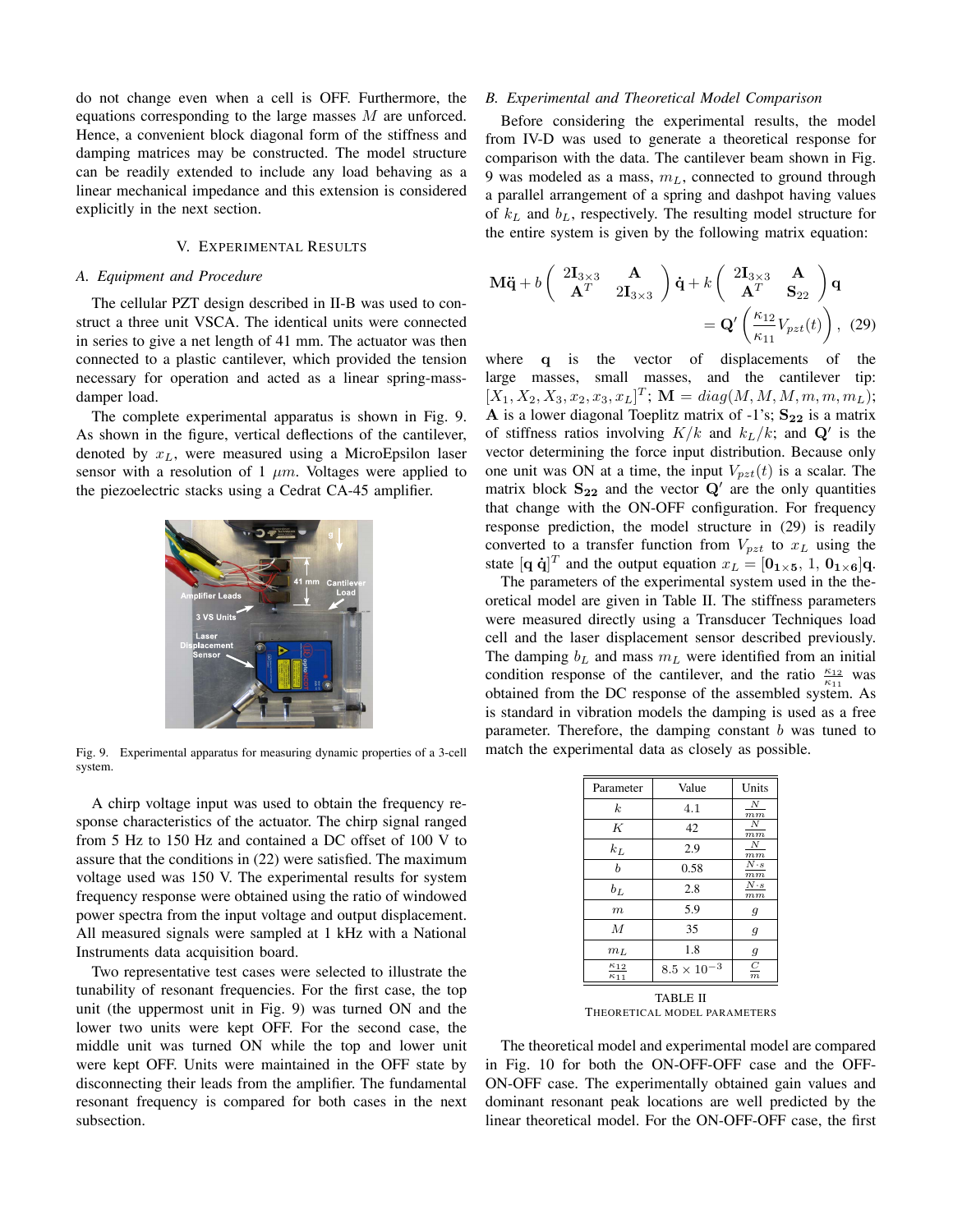do not change even when a cell is OFF. Furthermore, the equations corresponding to the large masses $M$ are unforced. Hence, a convenient block diagonal form of the stiffness and damping matrices may be constructed. The model structure can be readily extended to include any load behaving as a linear mechanical impedance and this extension is considered explicitly in the next section.

## V. Experimental Results

### A. Equipment and Procedure

The cellular PZT design described in II-B was used to construct a three unit VSCA. The identical units were connected in series to give a net length of 41 mm. The actuator was then connected to a plastic cantilever, which provided the tension necessary for operation and acted as a linear spring-mass-damper load.

The complete experimental apparatus is shown in Fig. 9. As shown in the figure, vertical deflections of the cantilever, denoted by $x_L$, were measured using a MicroEpsilon laser sensor with a resolution of 1 $\mu m$. Voltages were applied to the piezoelectric stacks using a Cedrat CA-45 amplifier.

Fig. 9. Experimental apparatus for measuring dynamic properties of a 3-cell system.

A chirp voltage input was used to obtain the frequency response characteristics of the actuator. The chirp signal ranged from 5 Hz to 150 Hz and contained a DC offset of 100 V to assure that the conditions in (22) were satisfied. The maximum voltage used was 150 V. The experimental results for system frequency response were obtained using the ratio of windowed power spectra from the input voltage and output displacement. All measured signals were sampled at 1 kHz with a National Instruments data acquisition board.

Two representative test cases were selected to illustrate the tunability of resonant frequencies. For the first case, the top unit (the uppermost unit in Fig. 9) was turned ON and the lower two units were kept OFF. For the second case, the middle unit was turned ON while the top and lower unit were kept OFF. Units were maintained in the OFF state by disconnecting their leads from the amplifier. The fundamental resonant frequency is compared for both cases in the next subsection.

### B. Experimental and Theoretical Model Comparison

Before considering the experimental results, the model from IV-D was used to generate a theoretical response for comparison with the data. The cantilever beam shown in Fig. 9 was modeled as a mass, $m_L$, connected to ground through a parallel arrangement of a spring and dashpot having values of $k_L$ and $b_L$, respectively. The resulting model structure for the entire system is given by the following matrix equation:

$$
\mathbf{M}\ddot{\mathbf{q}} + b\begin{pmatrix} 2\mathbf{I}_{3\times3} & \mathbf{A} \\ \mathbf{A}^T & 2\mathbf{I}_{3\times3} \end{pmatrix}\dot{\mathbf{q}} + k\begin{pmatrix} 2\mathbf{I}_{3\times3} & \mathbf{A} \\ \mathbf{A}^T & \mathbf{S}_{22} \end{pmatrix}\mathbf{q} = \mathbf{Q}'\left(\frac{\kappa_{12}}{\kappa_{11}}V_{pzt}(t)\right), \quad (29)
$$

where $\mathbf{q}$ is the vector of displacements of the large masses, small masses, and the cantilever tip: $[X_1, X_2, X_3, x_2, x_3, x_L]^T$; $\mathbf{M} = diag(M, M, M, m, m, m_L)$; $\mathbf{A}$ is a lower diagonal Toeplitz matrix of -1's; $\mathbf{S_{22}}$ is a matrix of stiffness ratios involving $K/k$ and $k_L/k$; and $\mathbf{Q}'$ is the vector determining the force input distribution. Because only one unit was ON at a time, the input $V_{pzt}(t)$ is a scalar. The matrix block $\mathbf{S_{22}}$ and the vector $\mathbf{Q}'$ are the only quantities that change with the ON-OFF configuration. For frequency response prediction, the model structure in (29) is readily converted to a transfer function from $V_{pzt}$ to $x_L$ using the state $[\mathbf{q}\ \dot{\mathbf{q}}]^T$ and the output equation $x_L = [\mathbf{0_{1\times5}},\ 1,\ \mathbf{0_{1\times6}}]\mathbf{q}$.

The parameters of the experimental system used in the theoretical model are given in Table II. The stiffness parameters were measured directly using a Transducer Techniques load cell and the laser displacement sensor described previously. The damping $b_L$ and mass $m_L$ were identified from an initial condition response of the cantilever, and the ratio $\frac{\kappa_{12}}{\kappa_{11}}$ was obtained from the DC response of the assembled system. As is standard in vibration models the damping is used as a free parameter. Therefore, the damping constant $b$ was tuned to match the experimental data as closely as possible.

| Parameter | Value | Units |
|---|---|---|
| $k$ | 4.1 | $\frac{N}{mm}$ |
| $K$ | 42 | $\frac{N}{mm}$ |
| $k_L$ | 2.9 | $\frac{N}{mm}$ |
| $b$ | 0.58 | $\frac{N \cdot s}{mm}$ |
| $b_L$ | 2.8 | $\frac{N \cdot s}{mm}$ |
| $m$ | 5.9 | $g$ |
| $M$ | 35 | $g$ |
| $m_L$ | 1.8 | $g$ |
| $\frac{\kappa_{12}}{\kappa_{11}}$ | $8.5 \times 10^{-3}$ | $\frac{C}{m}$ |

TABLE II
THEORETICAL MODEL PARAMETERS

The theoretical model and experimental model are compared in Fig. 10 for both the ON-OFF-OFF case and the OFF-ON-OFF case. The experimentally obtained gain values and dominant resonant peak locations are well predicted by the linear theoretical model. For the ON-OFF-OFF case, the first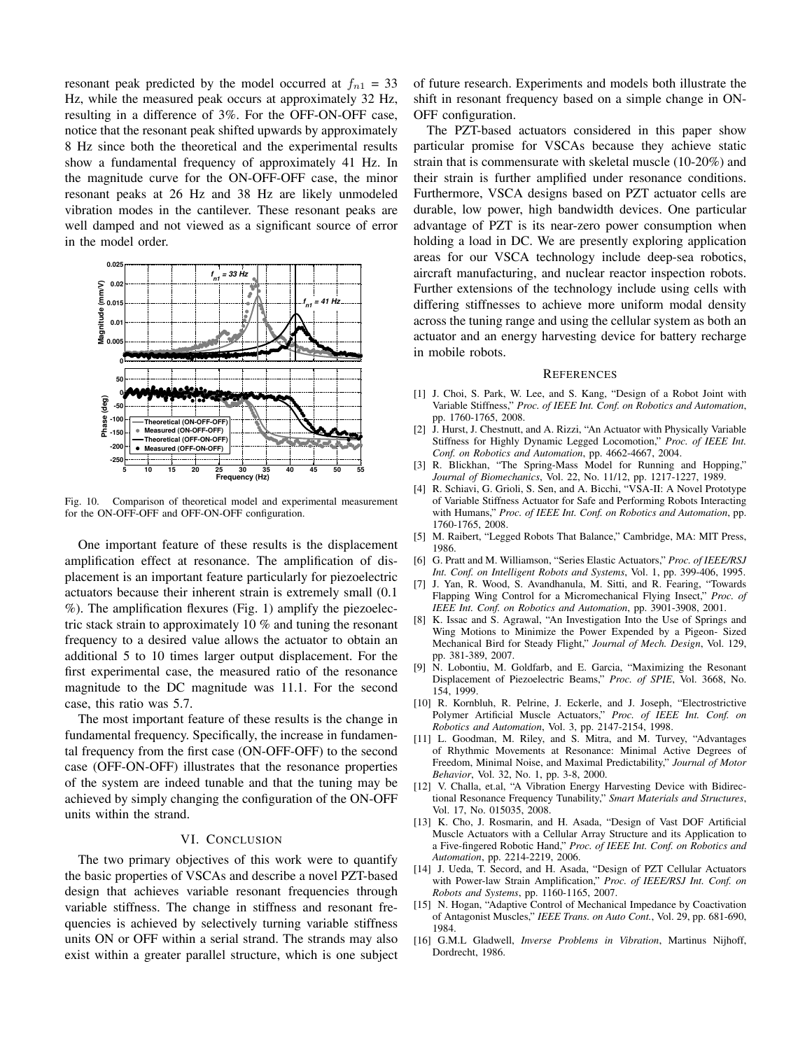resonant peak predicted by the model occurred at $f_{n1}$ = 33 Hz, while the measured peak occurs at approximately 32 Hz, resulting in a difference of 3%. For the OFF-ON-OFF case, notice that the resonant peak shifted upwards by approximately 8 Hz since both the theoretical and the experimental results show a fundamental frequency of approximately 41 Hz. In the magnitude curve for the ON-OFF-OFF case, the minor resonant peaks at 26 Hz and 38 Hz are likely unmodeled vibration modes in the cantilever. These resonant peaks are well damped and not viewed as a significant source of error in the model order.

0.025
0.02
0.015
0.01
0.005
0
Magnitude (mm/V)
$f_{n1}$ = 33 Hz
$f_{n1}$ = 41 Hz
50
0
-50
-100
-150
-200
-250
Phase (deg)
Theoretical (ON-OFF-OFF)
Measured (ON-OFF-OFF)
Theoretical (OFF-ON-OFF)
Measured (OFF-ON-OFF)
5 10 15 20 25 30 35 40 45 50 55
Frequency (Hz)

Fig. 10. Comparison of theoretical model and experimental measurement for the ON-OFF-OFF and OFF-ON-OFF configuration.

One important feature of these results is the displacement amplification effect at resonance. The amplification of displacement is an important feature particularly for piezoelectric actuators because their inherent strain is extremely small (0.1 %). The amplification flexures (Fig. 1) amplify the piezoelectric stack strain to approximately 10 % and tuning the resonant frequency to a desired value allows the actuator to obtain an additional 5 to 10 times larger output displacement. For the first experimental case, the measured ratio of the resonance magnitude to the DC magnitude was 11.1. For the second case, this ratio was 5.7.

The most important feature of these results is the change in fundamental frequency. Specifically, the increase in fundamental frequency from the first case (ON-OFF-OFF) to the second case (OFF-ON-OFF) illustrates that the resonance properties of the system are indeed tunable and that the tuning may be achieved by simply changing the configuration of the ON-OFF units within the strand.

## VI. Conclusion

The two primary objectives of this work were to quantify the basic properties of VSCAs and describe a novel PZT-based design that achieves variable resonant frequencies through variable stiffness. The change in stiffness and resonant frequencies is achieved by selectively turning variable stiffness units ON or OFF within a serial strand. The strands may also exist within a greater parallel structure, which is one subject of future research. Experiments and models both illustrate the shift in resonant frequency based on a simple change in ON-OFF configuration.

The PZT-based actuators considered in this paper show particular promise for VSCAs because they achieve static strain that is commensurate with skeletal muscle (10-20%) and their strain is further amplified under resonance conditions. Furthermore, VSCA designs based on PZT actuator cells are durable, low power, high bandwidth devices. One particular advantage of PZT is its near-zero power consumption when holding a load in DC. We are presently exploring application areas for our VSCA technology include deep-sea robotics, aircraft manufacturing, and nuclear reactor inspection robots. Further extensions of the technology include using cells with differing stiffnesses to achieve more uniform modal density across the tuning range and using the cellular system as both an actuator and an energy harvesting device for battery recharge in mobile robots.

## References

[1] J. Choi, S. Park, W. Lee, and S. Kang, "Design of a Robot Joint with Variable Stiffness," *Proc. of IEEE Int. Conf. on Robotics and Automation*, pp. 1760-1765, 2008.

[2] J. Hurst, J. Chestnutt, and A. Rizzi, "An Actuator with Physically Variable Stiffness for Highly Dynamic Legged Locomotion," *Proc. of IEEE Int. Conf. on Robotics and Automation*, pp. 4662-4667, 2004.

[3] R. Blickhan, "The Spring-Mass Model for Running and Hopping," *Journal of Biomechanics*, Vol. 22, No. 11/12, pp. 1217-1227, 1989.

[4] R. Schiavi, G. Grioli, S. Sen, and A. Bicchi, "VSA-II: A Novel Prototype of Variable Stiffness Actuator for Safe and Performing Robots Interacting with Humans," *Proc. of IEEE Int. Conf. on Robotics and Automation*, pp. 1760-1765, 2008.

[5] M. Raibert, "Legged Robots That Balance," Cambridge, MA: MIT Press, 1986.

[6] G. Pratt and M. Williamson, "Series Elastic Actuators," *Proc. of IEEE/RSJ Int. Conf. on Intelligent Robots and Systems*, Vol. 1, pp. 399-406, 1995.

[7] J. Yan, R. Wood, S. Avandhanula, M. Sitti, and R. Fearing, "Towards Flapping Wing Control for a Micromechanical Flying Insect," *Proc. of IEEE Int. Conf. on Robotics and Automation*, pp. 3901-3908, 2001.

[8] K. Issac and S. Agrawal, "An Investigation Into the Use of Springs and Wing Motions to Minimize the Power Expended by a Pigeon- Sized Mechanical Bird for Steady Flight," *Journal of Mech. Design*, Vol. 129, pp. 381-389, 2007.

[9] N. Lobontiu, M. Goldfarb, and E. Garcia, "Maximizing the Resonant Displacement of Piezoelectric Beams," *Proc. of SPIE*, Vol. 3668, No. 154, 1999.

[10] R. Kornbluh, R. Pelrine, J. Eckerle, and J. Joseph, "Electrostrictive Polymer Artificial Muscle Actuators," *Proc. of IEEE Int. Conf. on Robotics and Automation*, Vol. 3, pp. 2147-2154, 1998.

[11] L. Goodman, M. Riley, and S. Mitra, and M. Turvey, "Advantages of Rhythmic Movements at Resonance: Minimal Active Degrees of Freedom, Minimal Noise, and Maximal Predictability," *Journal of Motor Behavior*, Vol. 32, No. 1, pp. 3-8, 2000.

[12] V. Challa, et.al, "A Vibration Energy Harvesting Device with Bidirectional Resonance Frequency Tunability," *Smart Materials and Structures*, Vol. 17, No. 015035, 2008.

[13] K. Cho, J. Rosmarin, and H. Asada, "Design of Vast DOF Artificial Muscle Actuators with a Cellular Array Structure and its Application to a Five-fingered Robotic Hand," *Proc. of IEEE Int. Conf. on Robotics and Automation*, pp. 2214-2219, 2006.

[14] J. Ueda, T. Secord, and H. Asada, "Design of PZT Cellular Actuators with Power-law Strain Amplification," *Proc. of IEEE/RSJ Int. Conf. on Robots and Systems*, pp. 1160-1165, 2007.

[15] N. Hogan, "Adaptive Control of Mechanical Impedance by Coactivation of Antagonist Muscles," *IEEE Trans. on Auto Cont.*, Vol. 29, pp. 681-690, 1984.

[16] G.M.L Gladwell, *Inverse Problems in Vibration*, Martinus Nijhoff, Dordrecht, 1986.